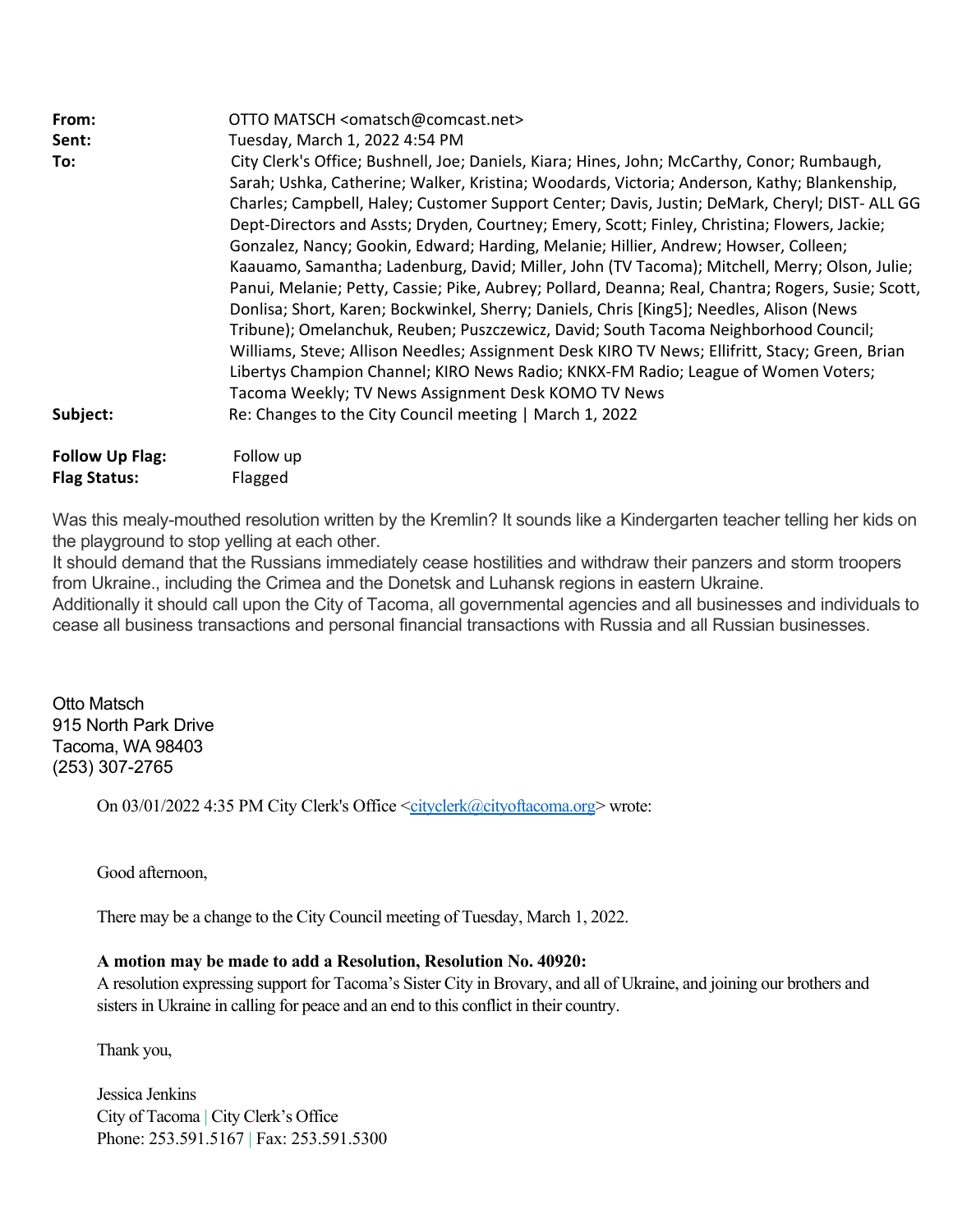**From:** OTTO MATSCH <omatsch@comcast.net>
**Sent:** Tuesday, March 1, 2022 4:54 PM
**To:** City Clerk's Office; Bushnell, Joe; Daniels, Kiara; Hines, John; McCarthy, Conor; Rumbaugh, Sarah; Ushka, Catherine; Walker, Kristina; Woodards, Victoria; Anderson, Kathy; Blankenship, Charles; Campbell, Haley; Customer Support Center; Davis, Justin; DeMark, Cheryl; DIST- ALL GG Dept-Directors and Assts; Dryden, Courtney; Emery, Scott; Finley, Christina; Flowers, Jackie; Gonzalez, Nancy; Gookin, Edward; Harding, Melanie; Hillier, Andrew; Howser, Colleen; Kaauamo, Samantha; Ladenburg, David; Miller, John (TV Tacoma); Mitchell, Merry; Olson, Julie; Panui, Melanie; Petty, Cassie; Pike, Aubrey; Pollard, Deanna; Real, Chantra; Rogers, Susie; Scott, Donlisa; Short, Karen; Bockwinkel, Sherry; Daniels, Chris [King5]; Needles, Alison (News Tribune); Omelanchuk, Reuben; Puszczewicz, David; South Tacoma Neighborhood Council; Williams, Steve; Allison Needles; Assignment Desk KIRO TV News; Ellifritt, Stacy; Green, Brian Libertys Champion Channel; KIRO News Radio; KNKX-FM Radio; League of Women Voters; Tacoma Weekly; TV News Assignment Desk KOMO TV News
**Subject:** Re: Changes to the City Council meeting | March 1, 2022

**Follow Up Flag:** Follow up
**Flag Status:** Flagged

Was this mealy-mouthed resolution written by the Kremlin? It sounds like a Kindergarten teacher telling her kids on the playground to stop yelling at each other.
It should demand that the Russians immediately cease hostilities and withdraw their panzers and storm troopers from Ukraine., including the Crimea and the Donetsk and Luhansk regions in eastern Ukraine.
Additionally it should call upon the City of Tacoma, all governmental agencies and all businesses and individuals to cease all business transactions and personal financial transactions with Russia and all Russian businesses.

Otto Matsch
915 North Park Drive
Tacoma, WA 98403
(253) 307-2765

> On 03/01/2022 4:35 PM City Clerk's Office <cityclerk@cityoftacoma.org> wrote:
>
> Good afternoon,
>
> There may be a change to the City Council meeting of Tuesday, March 1, 2022.
>
> **A motion may be made to add a Resolution, Resolution No. 40920:**
> A resolution expressing support for Tacoma's Sister City in Brovary, and all of Ukraine, and joining our brothers and sisters in Ukraine in calling for peace and an end to this conflict in their country.
>
> Thank you,
>
> Jessica Jenkins
> City of Tacoma | City Clerk's Office
> Phone: 253.591.5167 | Fax: 253.591.5300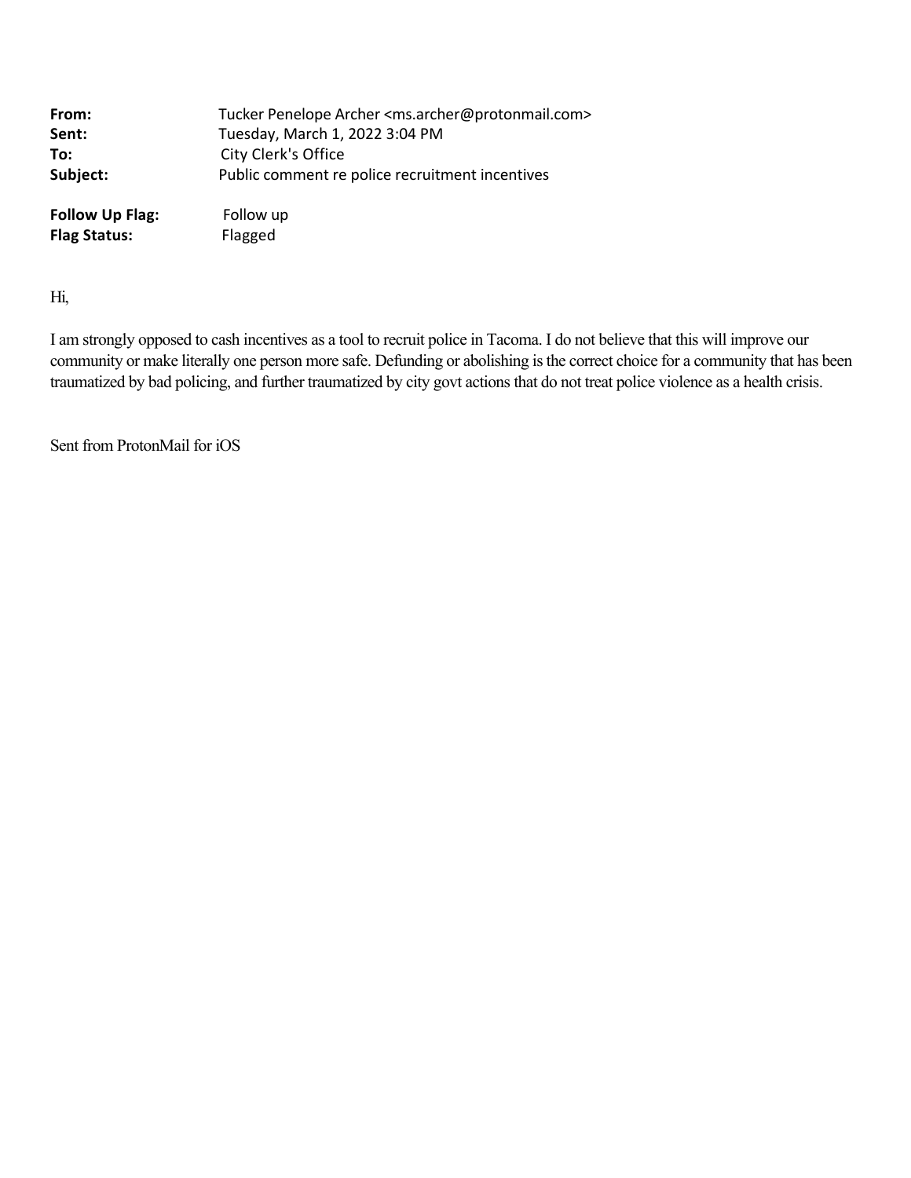| | |
|---|---|
| **From:** | Tucker Penelope Archer <ms.archer@protonmail.com> |
| **Sent:** | Tuesday, March 1, 2022 3:04 PM |
| **To:** | City Clerk's Office |
| **Subject:** | Public comment re police recruitment incentives |

| | |
|---|---|
| **Follow Up Flag:** | Follow up |
| **Flag Status:** | Flagged |

Hi,

I am strongly opposed to cash incentives as a tool to recruit police in Tacoma. I do not believe that this will improve our community or make literally one person more safe. Defunding or abolishing is the correct choice for a community that has been traumatized by bad policing, and further traumatized by city govt actions that do not treat police violence as a health crisis.

Sent from ProtonMail for iOS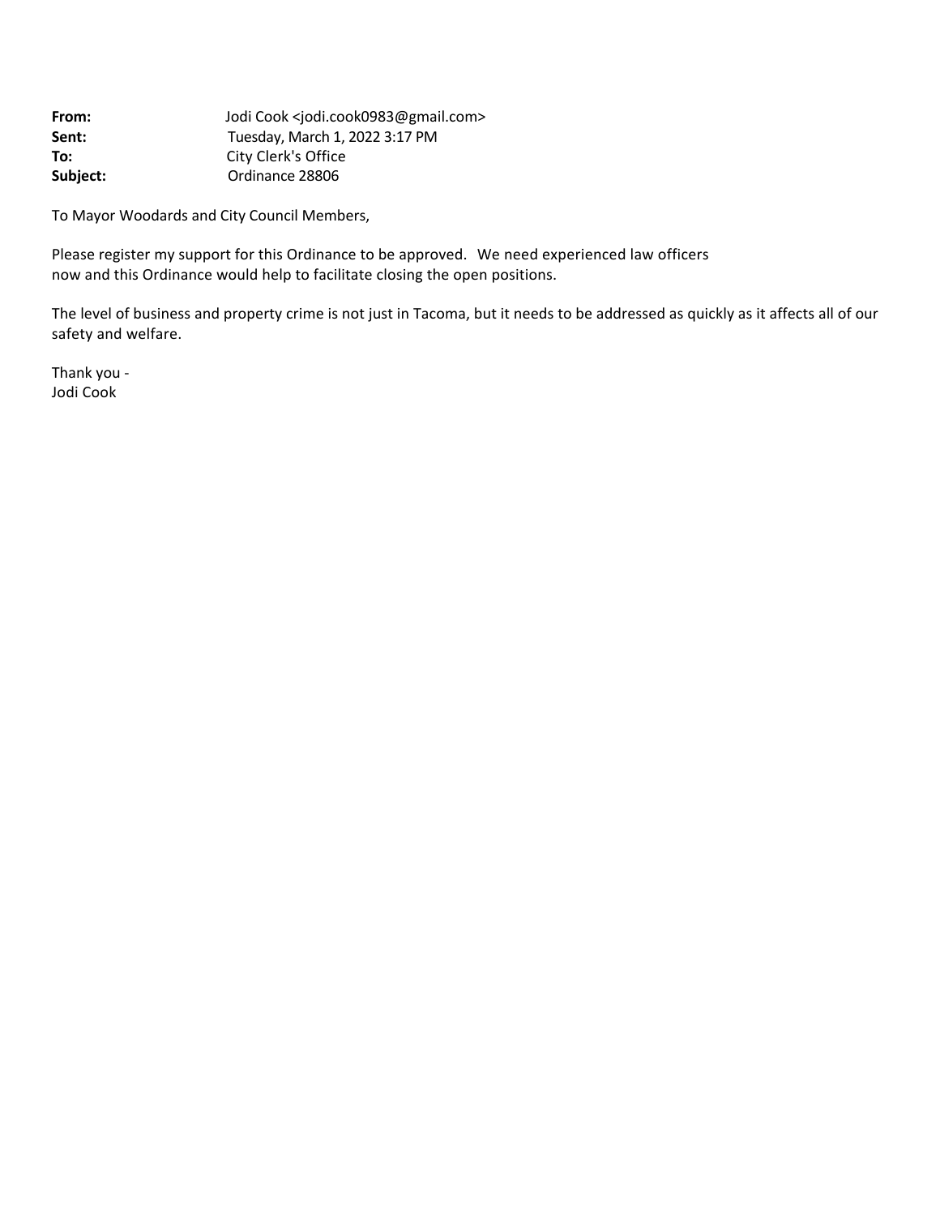**From:** Jodi Cook <jodi.cook0983@gmail.com>
**Sent:** Tuesday, March 1, 2022 3:17 PM
**To:** City Clerk's Office
**Subject:** Ordinance 28806

To Mayor Woodards and City Council Members,

Please register my support for this Ordinance to be approved. We need experienced law officers now and this Ordinance would help to facilitate closing the open positions.

The level of business and property crime is not just in Tacoma, but it needs to be addressed as quickly as it affects all of our safety and welfare.

Thank you -
Jodi Cook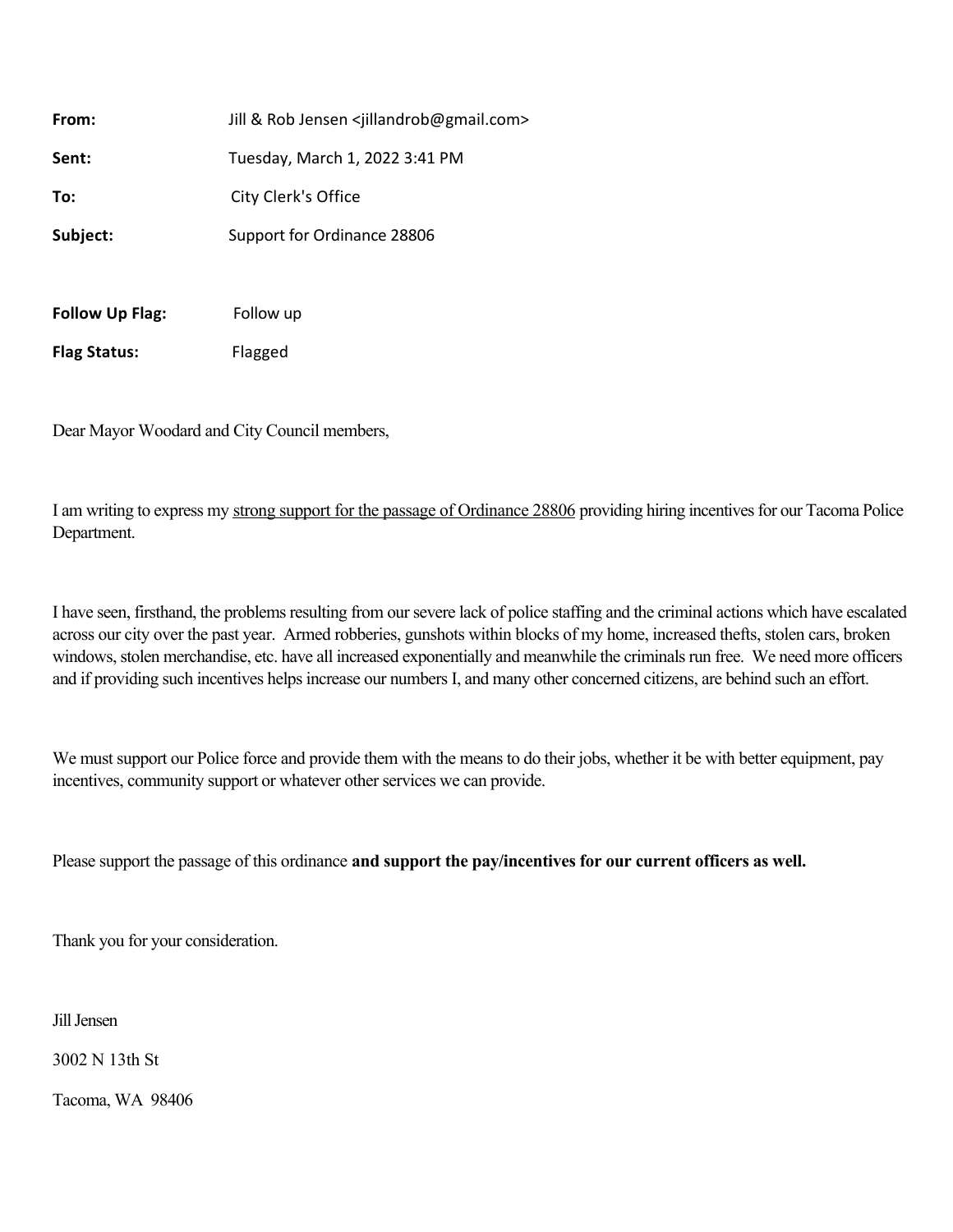| | |
|---|---|
| **From:** | Jill & Rob Jensen <jillandrob@gmail.com> |
| **Sent:** | Tuesday, March 1, 2022 3:41 PM |
| **To:** | City Clerk's Office |
| **Subject:** | Support for Ordinance 28806 |

| | |
|---|---|
| **Follow Up Flag:** | Follow up |
| **Flag Status:** | Flagged |

Dear Mayor Woodard and City Council members,

I am writing to express my <u>strong support for the passage of Ordinance 28806</u> providing hiring incentives for our Tacoma Police Department.

I have seen, firsthand, the problems resulting from our severe lack of police staffing and the criminal actions which have escalated across our city over the past year. Armed robberies, gunshots within blocks of my home, increased thefts, stolen cars, broken windows, stolen merchandise, etc. have all increased exponentially and meanwhile the criminals run free. We need more officers and if providing such incentives helps increase our numbers I, and many other concerned citizens, are behind such an effort.

We must support our Police force and provide them with the means to do their jobs, whether it be with better equipment, pay incentives, community support or whatever other services we can provide.

Please support the passage of this ordinance **and support the pay/incentives for our current officers as well.**

Thank you for your consideration.

Jill Jensen

3002 N 13th St

Tacoma, WA 98406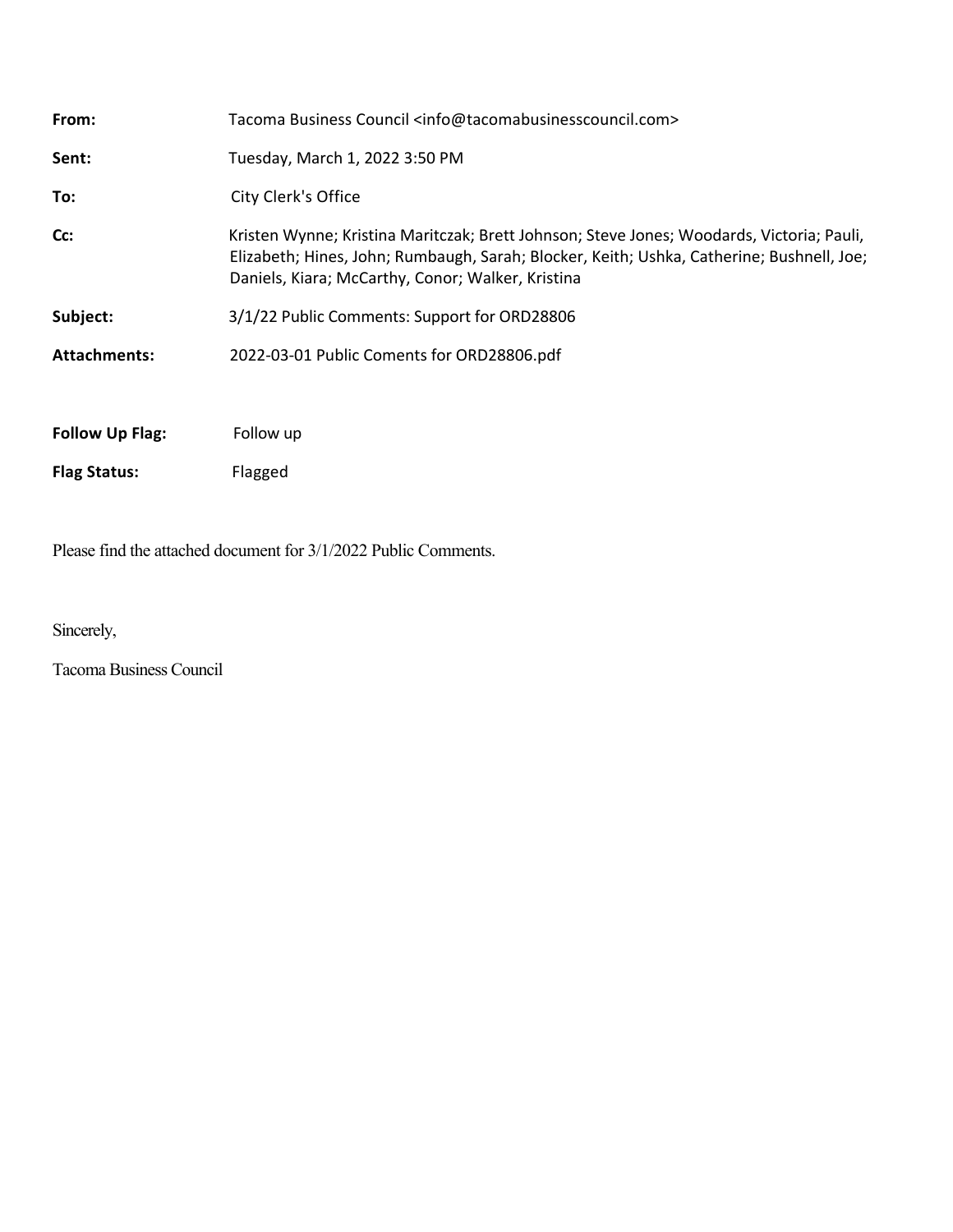**From:** Tacoma Business Council <info@tacomabusinesscouncil.com>

**Sent:** Tuesday, March 1, 2022 3:50 PM

**To:** City Clerk's Office

**Cc:** Kristen Wynne; Kristina Maritczak; Brett Johnson; Steve Jones; Woodards, Victoria; Pauli, Elizabeth; Hines, John; Rumbaugh, Sarah; Blocker, Keith; Ushka, Catherine; Bushnell, Joe; Daniels, Kiara; McCarthy, Conor; Walker, Kristina

**Subject:** 3/1/22 Public Comments: Support for ORD28806

**Attachments:** 2022-03-01 Public Coments for ORD28806.pdf

**Follow Up Flag:** Follow up

**Flag Status:** Flagged

Please find the attached document for 3/1/2022 Public Comments.

Sincerely,

Tacoma Business Council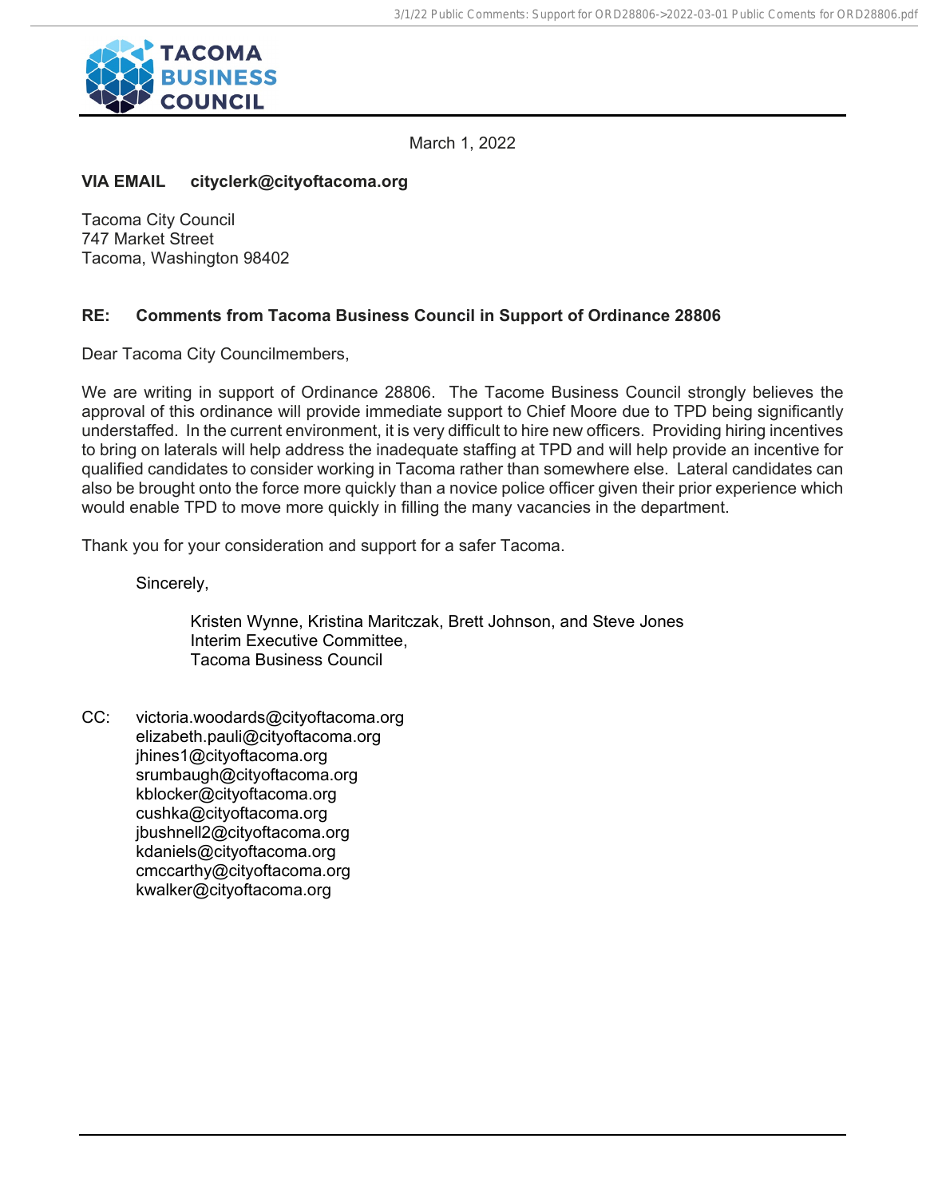**TACOMA BUSINESS COUNCIL**

March 1, 2022

**VIA EMAIL cityclerk@cityoftacoma.org**

Tacoma City Council
747 Market Street
Tacoma, Washington 98402

**RE: Comments from Tacoma Business Council in Support of Ordinance 28806**

Dear Tacoma City Councilmembers,

We are writing in support of Ordinance 28806. The Tacome Business Council strongly believes the approval of this ordinance will provide immediate support to Chief Moore due to TPD being significantly understaffed. In the current environment, it is very difficult to hire new officers. Providing hiring incentives to bring on laterals will help address the inadequate staffing at TPD and will help provide an incentive for qualified candidates to consider working in Tacoma rather than somewhere else. Lateral candidates can also be brought onto the force more quickly than a novice police officer given their prior experience which would enable TPD to move more quickly in filling the many vacancies in the department.

Thank you for your consideration and support for a safer Tacoma.

Sincerely,

Kristen Wynne, Kristina Maritczak, Brett Johnson, and Steve Jones
Interim Executive Committee,
Tacoma Business Council

CC: victoria.woodards@cityoftacoma.org
elizabeth.pauli@cityoftacoma.org
jhines1@cityoftacoma.org
srumbaugh@cityoftacoma.org
kblocker@cityoftacoma.org
cushka@cityoftacoma.org
jbushnell2@cityoftacoma.org
kdaniels@cityoftacoma.org
cmccarthy@cityoftacoma.org
kwalker@cityoftacoma.org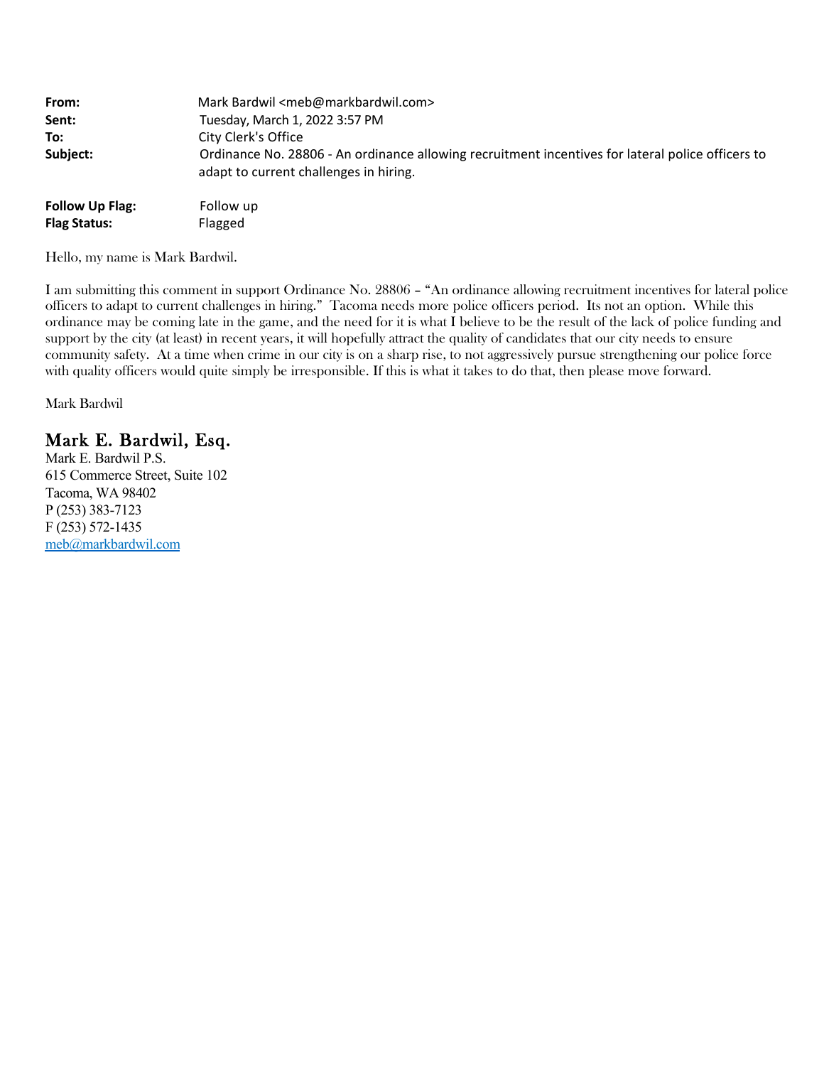| | |
|---|---|
| **From:** | Mark Bardwil <meb@markbardwil.com> |
| **Sent:** | Tuesday, March 1, 2022 3:57 PM |
| **To:** | City Clerk's Office |
| **Subject:** | Ordinance No. 28806 - An ordinance allowing recruitment incentives for lateral police officers to adapt to current challenges in hiring. |
| **Follow Up Flag:** | Follow up |
| **Flag Status:** | Flagged |

Hello, my name is Mark Bardwil.

I am submitting this comment in support Ordinance No. 28806 – "An ordinance allowing recruitment incentives for lateral police officers to adapt to current challenges in hiring." Tacoma needs more police officers period. Its not an option. While this ordinance may be coming late in the game, and the need for it is what I believe to be the result of the lack of police funding and support by the city (at least) in recent years, it will hopefully attract the quality of candidates that our city needs to ensure community safety. At a time when crime in our city is on a sharp rise, to not aggressively pursue strengthening our police force with quality officers would quite simply be irresponsible. If this is what it takes to do that, then please move forward.

Mark Bardwil

## Mark E. Bardwil, Esq.

Mark E. Bardwil P.S.
615 Commerce Street, Suite 102
Tacoma, WA 98402
P (253) 383-7123
F (253) 572-1435
meb@markbardwil.com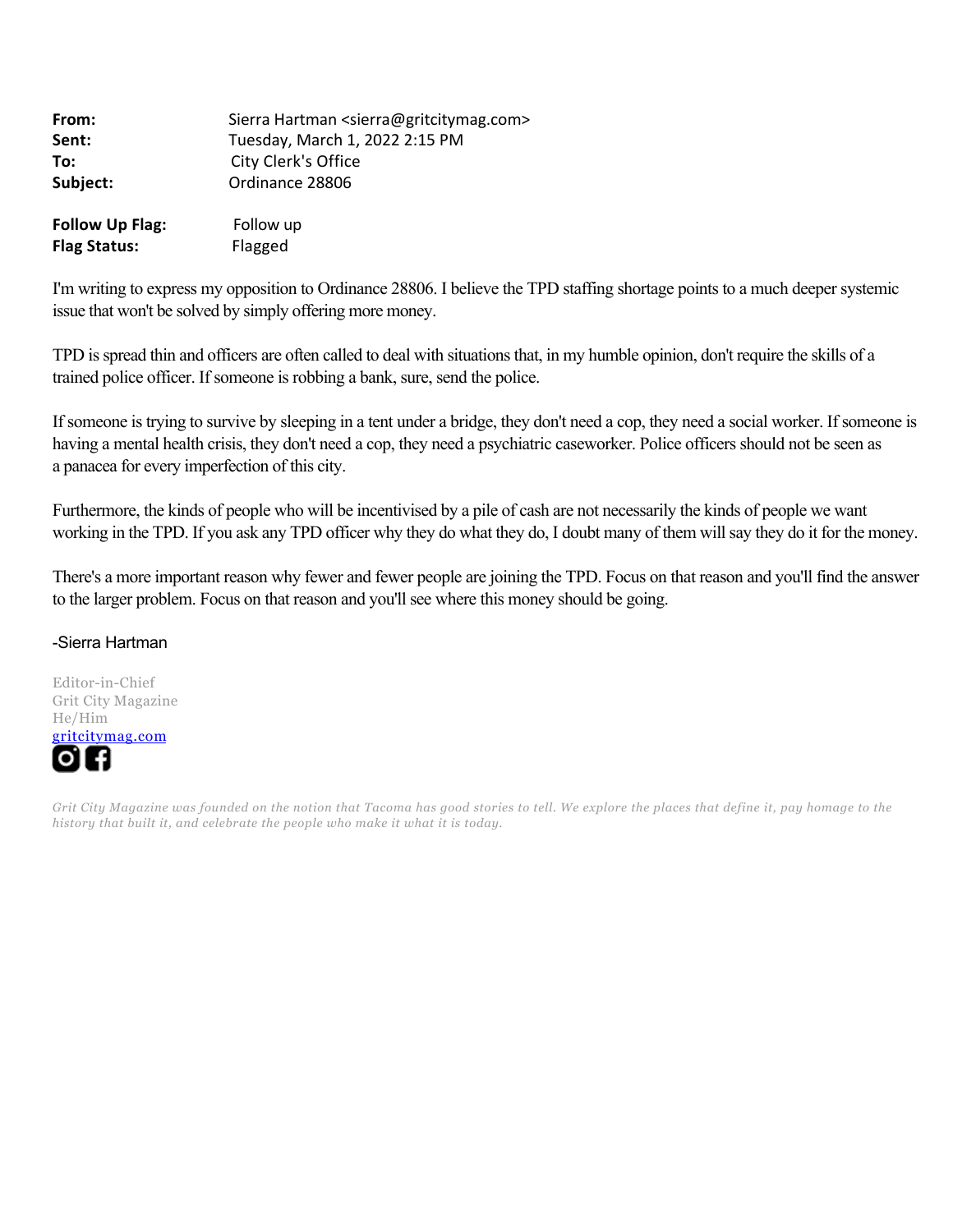| | |
|---|---|
| **From:** | Sierra Hartman <sierra@gritcitymag.com> |
| **Sent:** | Tuesday, March 1, 2022 2:15 PM |
| **To:** | City Clerk's Office |
| **Subject:** | Ordinance 28806 |

| | |
|---|---|
| **Follow Up Flag:** | Follow up |
| **Flag Status:** | Flagged |

I'm writing to express my opposition to Ordinance 28806. I believe the TPD staffing shortage points to a much deeper systemic issue that won't be solved by simply offering more money.

TPD is spread thin and officers are often called to deal with situations that, in my humble opinion, don't require the skills of a trained police officer. If someone is robbing a bank, sure, send the police.

If someone is trying to survive by sleeping in a tent under a bridge, they don't need a cop, they need a social worker. If someone is having a mental health crisis, they don't need a cop, they need a psychiatric caseworker. Police officers should not be seen as a panacea for every imperfection of this city.

Furthermore, the kinds of people who will be incentivised by a pile of cash are not necessarily the kinds of people we want working in the TPD. If you ask any TPD officer why they do what they do, I doubt many of them will say they do it for the money.

There's a more important reason why fewer and fewer people are joining the TPD. Focus on that reason and you'll find the answer to the larger problem. Focus on that reason and you'll see where this money should be going.

-Sierra Hartman

Editor-in-Chief
Grit City Magazine
He/Him
gritcitymag.com

*Grit City Magazine was founded on the notion that Tacoma has good stories to tell. We explore the places that define it, pay homage to the history that built it, and celebrate the people who make it what it is today.*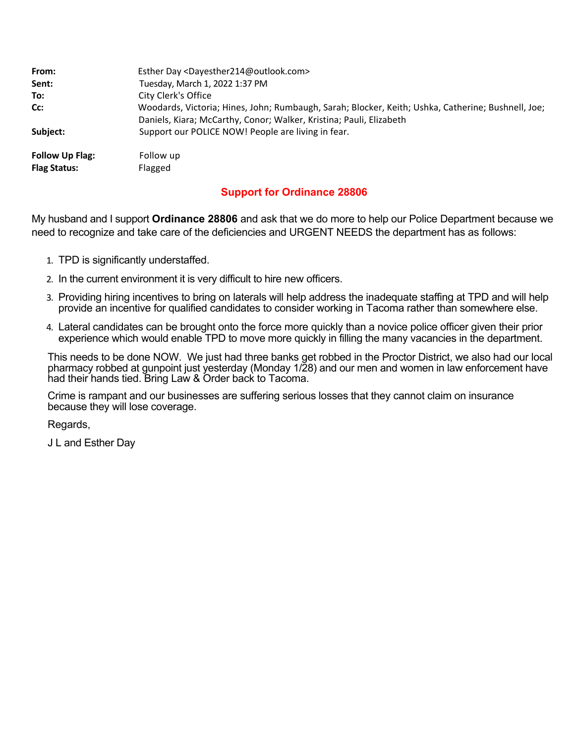| | |
|---|---|
| **From:** | Esther Day <Dayesther214@outlook.com> |
| **Sent:** | Tuesday, March 1, 2022 1:37 PM |
| **To:** | City Clerk's Office |
| **Cc:** | Woodards, Victoria; Hines, John; Rumbaugh, Sarah; Blocker, Keith; Ushka, Catherine; Bushnell, Joe; Daniels, Kiara; McCarthy, Conor; Walker, Kristina; Pauli, Elizabeth |
| **Subject:** | Support our POLICE NOW! People are living in fear. |
| **Follow Up Flag:** | Follow up |
| **Flag Status:** | Flagged |

## Support for Ordinance 28806

My husband and I support **Ordinance 28806** and ask that we do more to help our Police Department because we need to recognize and take care of the deficiencies and URGENT NEEDS the department has as follows:

1. TPD is significantly understaffed.
2. In the current environment it is very difficult to hire new officers.
3. Providing hiring incentives to bring on laterals will help address the inadequate staffing at TPD and will help provide an incentive for qualified candidates to consider working in Tacoma rather than somewhere else.
4. Lateral candidates can be brought onto the force more quickly than a novice police officer given their prior experience which would enable TPD to move more quickly in filling the many vacancies in the department.

This needs to be done NOW. We just had three banks get robbed in the Proctor District, we also had our local pharmacy robbed at gunpoint just yesterday (Monday 1/28) and our men and women in law enforcement have had their hands tied. Bring Law & Order back to Tacoma.

Crime is rampant and our businesses are suffering serious losses that they cannot claim on insurance because they will lose coverage.

Regards,

J L and Esther Day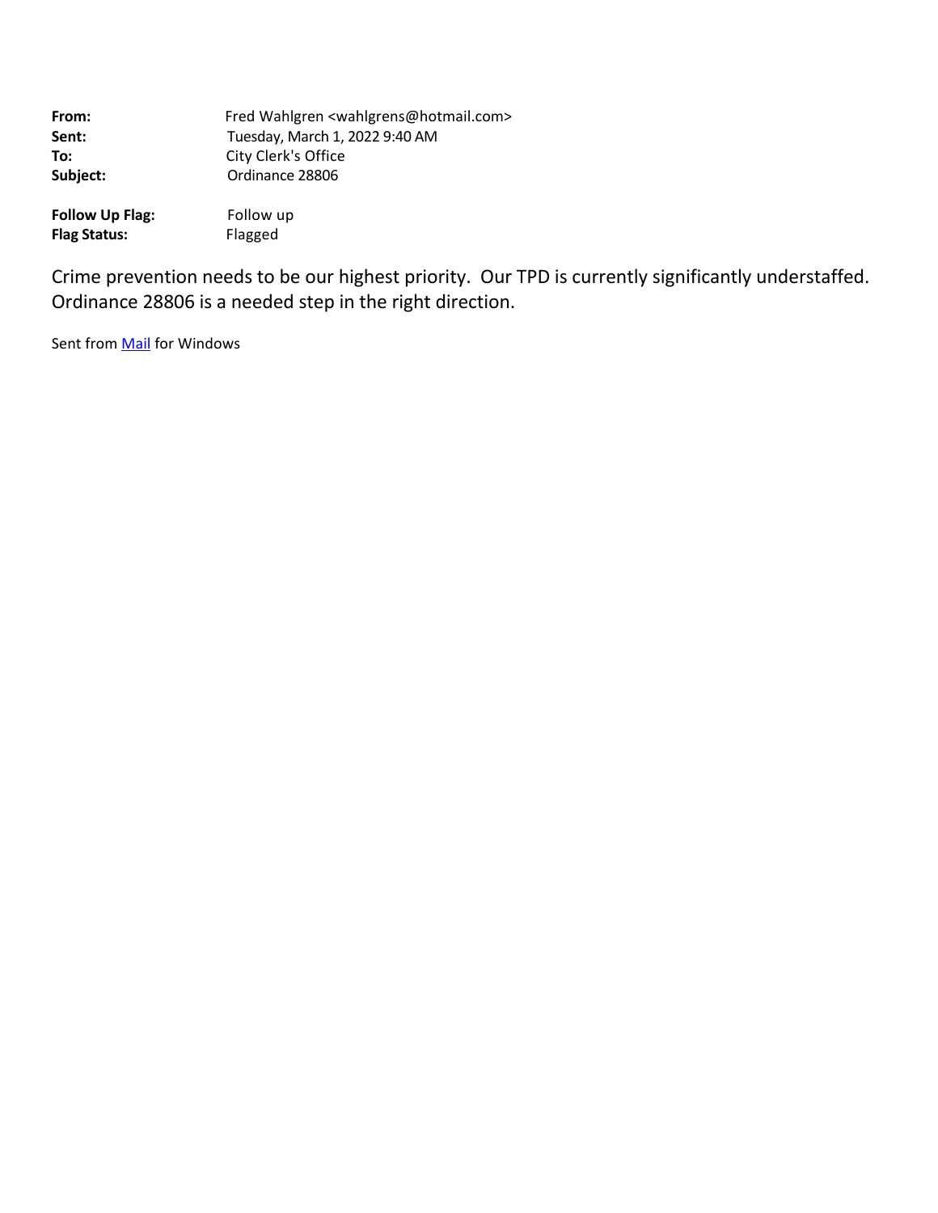**From:** Fred Wahlgren <wahlgrens@hotmail.com>
**Sent:** Tuesday, March 1, 2022 9:40 AM
**To:** City Clerk's Office
**Subject:** Ordinance 28806

**Follow Up Flag:** Follow up
**Flag Status:** Flagged

Crime prevention needs to be our highest priority. Our TPD is currently significantly understaffed. Ordinance 28806 is a needed step in the right direction.

Sent from Mail for Windows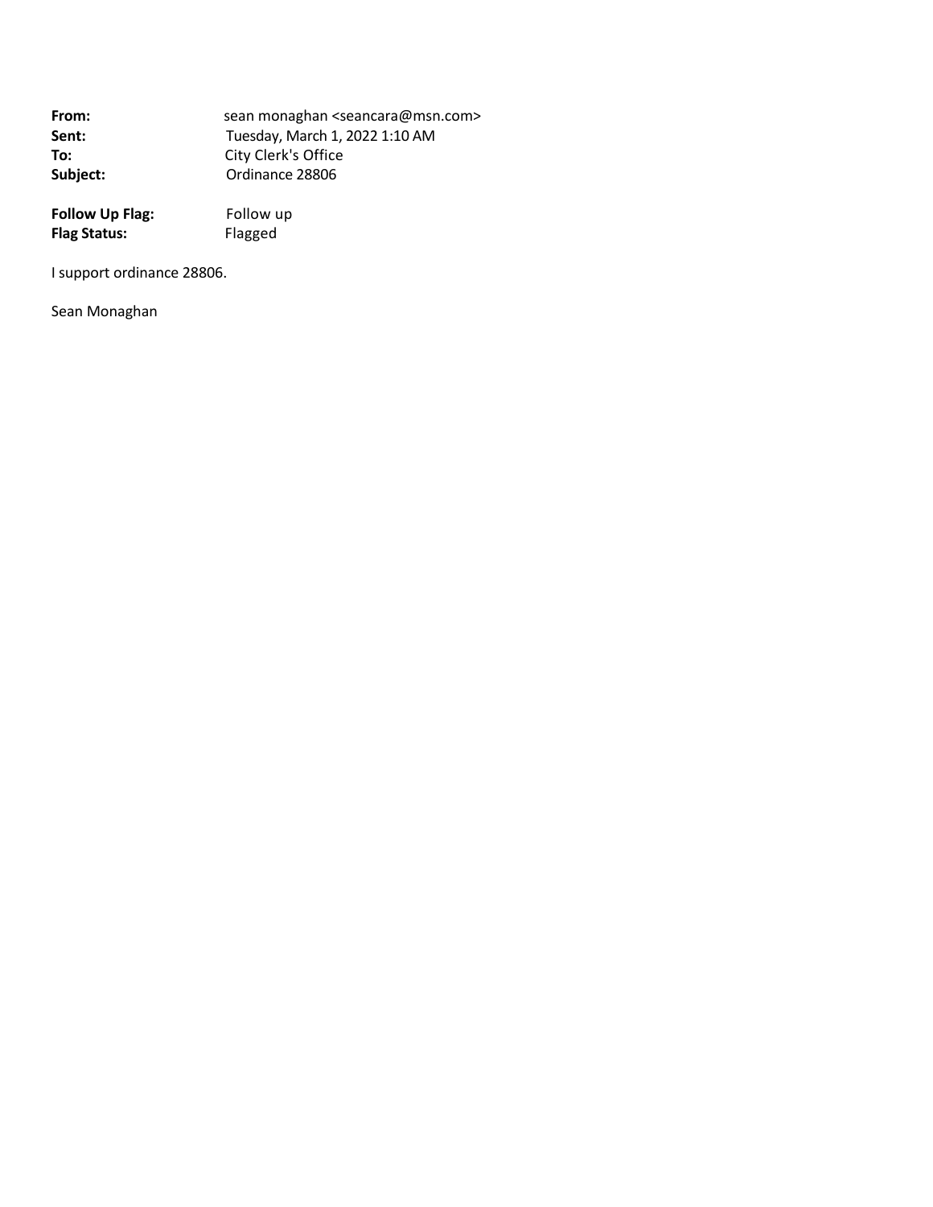**From:** sean monaghan <seancara@msn.com>
**Sent:** Tuesday, March 1, 2022 1:10 AM
**To:** City Clerk's Office
**Subject:** Ordinance 28806

**Follow Up Flag:** Follow up
**Flag Status:** Flagged

I support ordinance 28806.

Sean Monaghan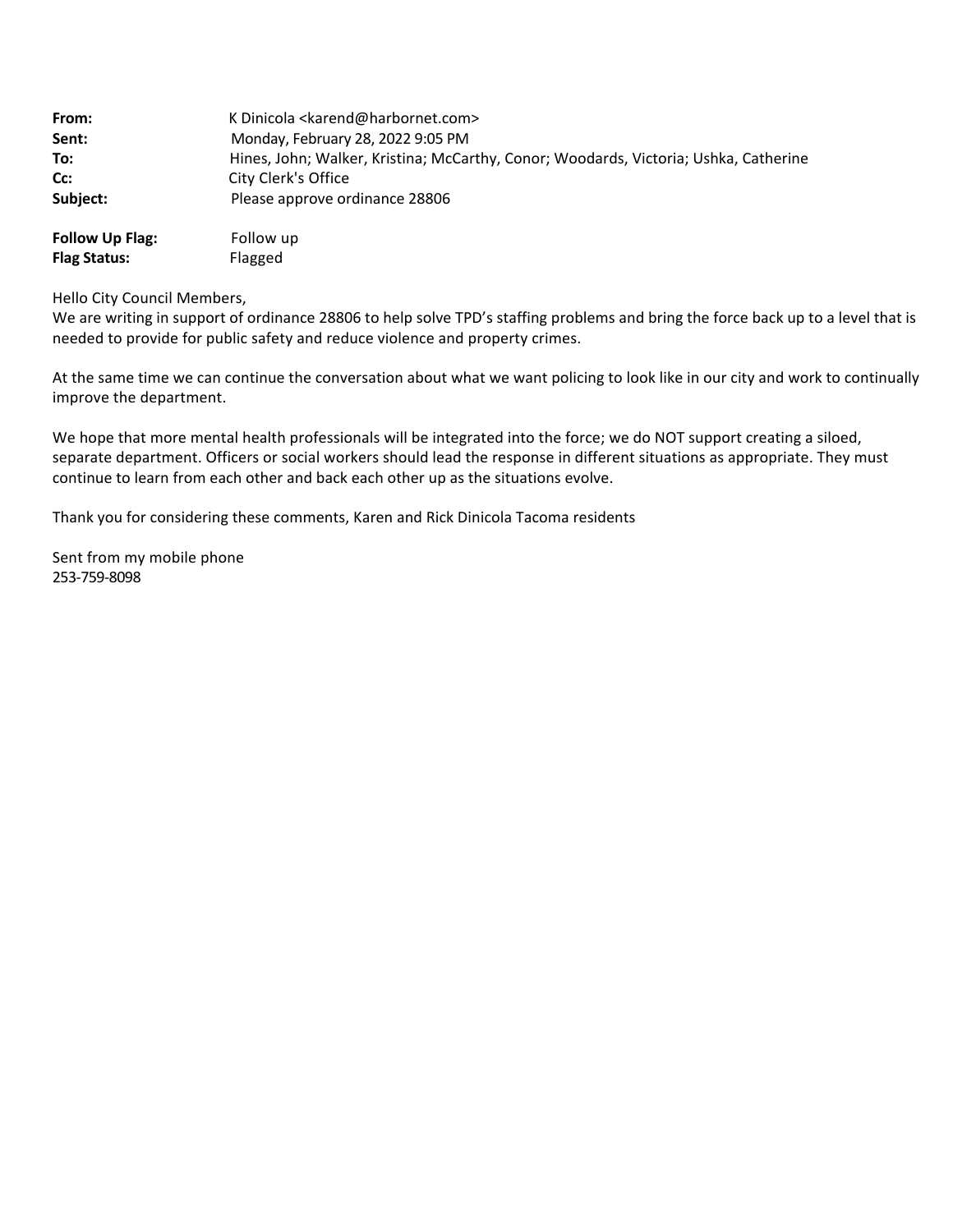**From:** K Dinicola <karend@harbornet.com>
**Sent:** Monday, February 28, 2022 9:05 PM
**To:** Hines, John; Walker, Kristina; McCarthy, Conor; Woodards, Victoria; Ushka, Catherine
**Cc:** City Clerk's Office
**Subject:** Please approve ordinance 28806

**Follow Up Flag:** Follow up
**Flag Status:** Flagged

Hello City Council Members,
We are writing in support of ordinance 28806 to help solve TPD's staffing problems and bring the force back up to a level that is needed to provide for public safety and reduce violence and property crimes.

At the same time we can continue the conversation about what we want policing to look like in our city and work to continually improve the department.

We hope that more mental health professionals will be integrated into the force; we do NOT support creating a siloed, separate department. Officers or social workers should lead the response in different situations as appropriate. They must continue to learn from each other and back each other up as the situations evolve.

Thank you for considering these comments, Karen and Rick Dinicola Tacoma residents

Sent from my mobile phone
253-759-8098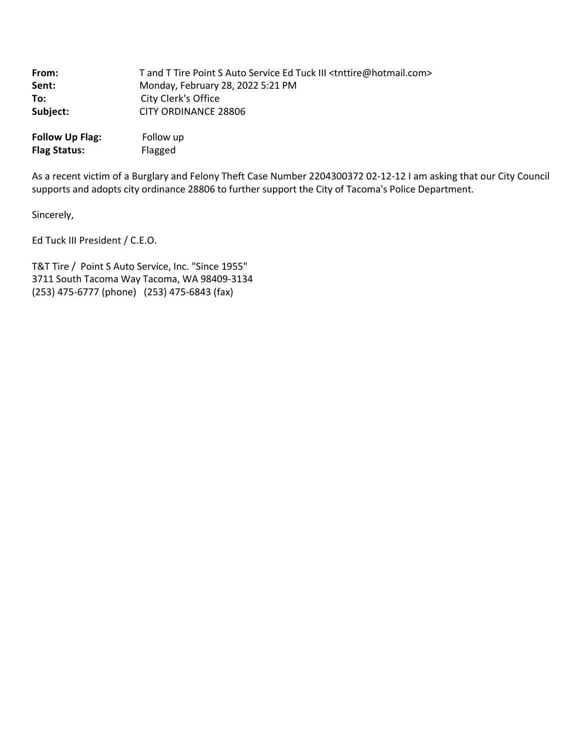**From:** T and T Tire Point S Auto Service Ed Tuck III <tnttire@hotmail.com>
**Sent:** Monday, February 28, 2022 5:21 PM
**To:** City Clerk's Office
**Subject:** CITY ORDINANCE 28806

**Follow Up Flag:** Follow up
**Flag Status:** Flagged

As a recent victim of a Burglary and Felony Theft Case Number 2204300372 02-12-12 I am asking that our City Council supports and adopts city ordinance 28806 to further support the City of Tacoma's Police Department.

Sincerely,

Ed Tuck III President / C.E.O.

T&T Tire / Point S Auto Service, Inc. "Since 1955"
3711 South Tacoma Way Tacoma, WA 98409-3134
(253) 475-6777 (phone) (253) 475-6843 (fax)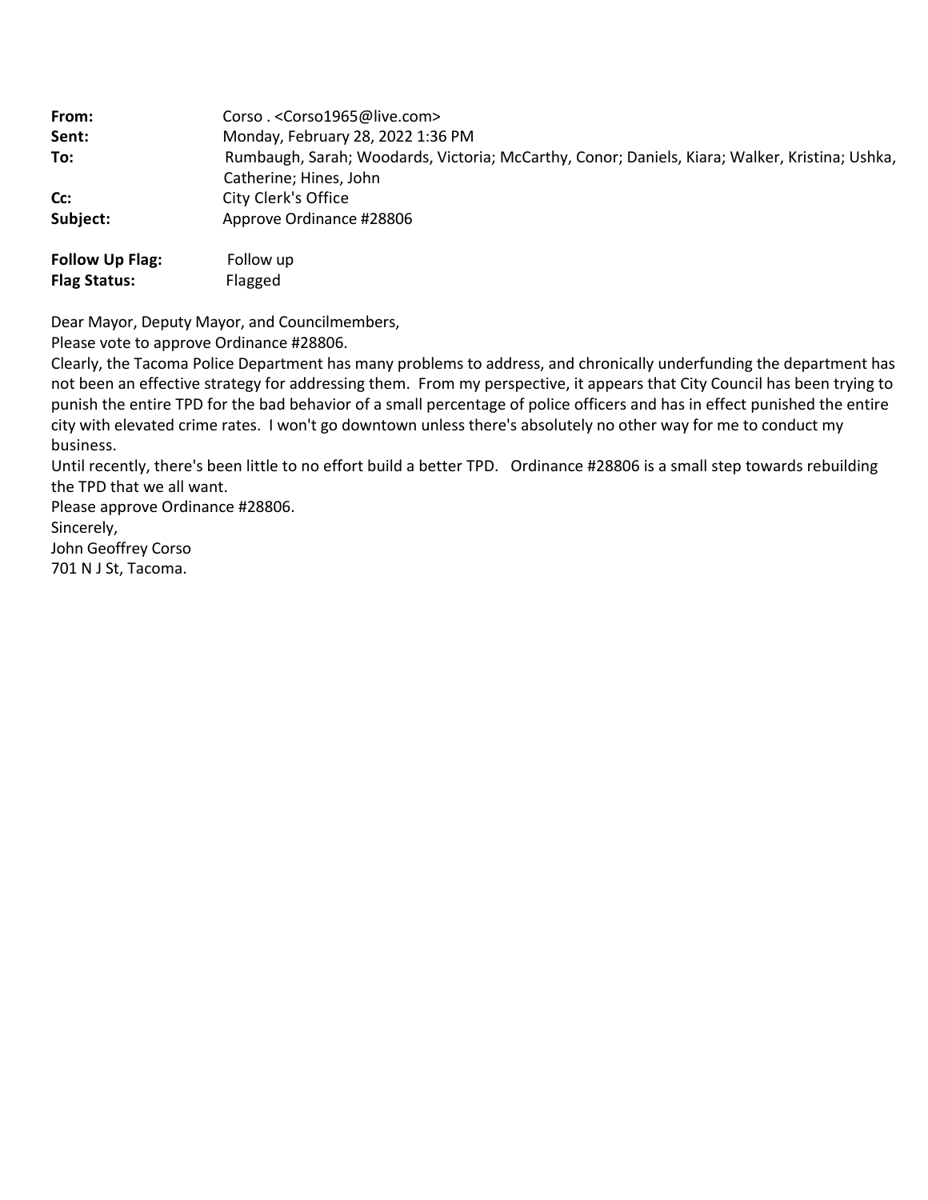| | |
|---|---|
| **From:** | Corso . <Corso1965@live.com> |
| **Sent:** | Monday, February 28, 2022 1:36 PM |
| **To:** | Rumbaugh, Sarah; Woodards, Victoria; McCarthy, Conor; Daniels, Kiara; Walker, Kristina; Ushka, Catherine; Hines, John |
| **Cc:** | City Clerk's Office |
| **Subject:** | Approve Ordinance #28806 |

| | |
|---|---|
| **Follow Up Flag:** | Follow up |
| **Flag Status:** | Flagged |

Dear Mayor, Deputy Mayor, and Councilmembers,

Please vote to approve Ordinance #28806.

Clearly, the Tacoma Police Department has many problems to address, and chronically underfunding the department has not been an effective strategy for addressing them. From my perspective, it appears that City Council has been trying to punish the entire TPD for the bad behavior of a small percentage of police officers and has in effect punished the entire city with elevated crime rates. I won't go downtown unless there's absolutely no other way for me to conduct my business.

Until recently, there's been little to no effort build a better TPD. Ordinance #28806 is a small step towards rebuilding the TPD that we all want.

Please approve Ordinance #28806.

Sincerely,

John Geoffrey Corso

701 N J St, Tacoma.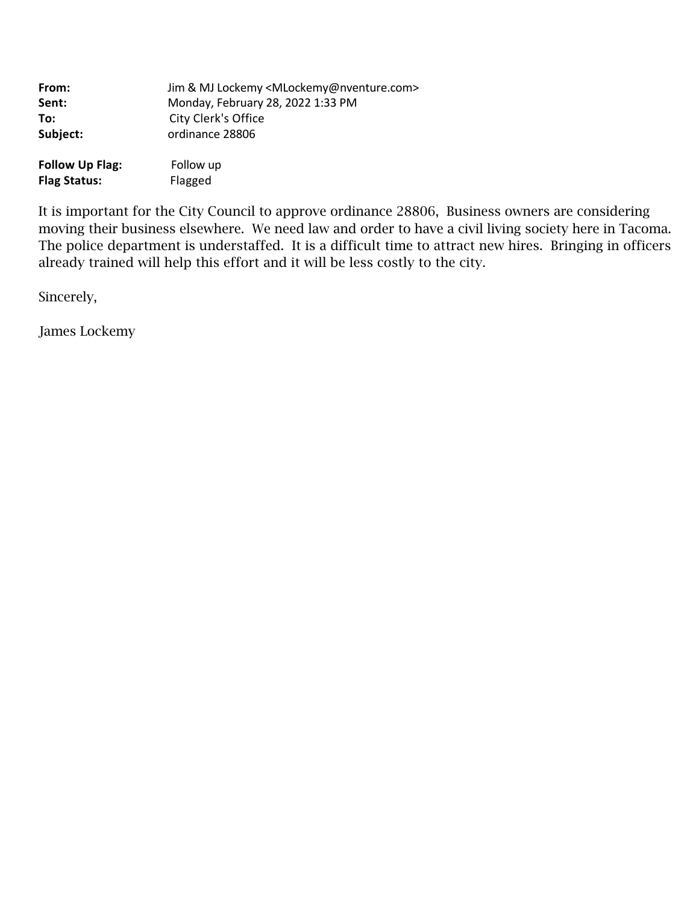**From:** Jim & MJ Lockemy <MLockemy@nventure.com>
**Sent:** Monday, February 28, 2022 1:33 PM
**To:** City Clerk's Office
**Subject:** ordinance 28806

**Follow Up Flag:** Follow up
**Flag Status:** Flagged

It is important for the City Council to approve ordinance 28806, Business owners are considering moving their business elsewhere. We need law and order to have a civil living society here in Tacoma. The police department is understaffed. It is a difficult time to attract new hires. Bringing in officers already trained will help this effort and it will be less costly to the city.

Sincerely,

James Lockemy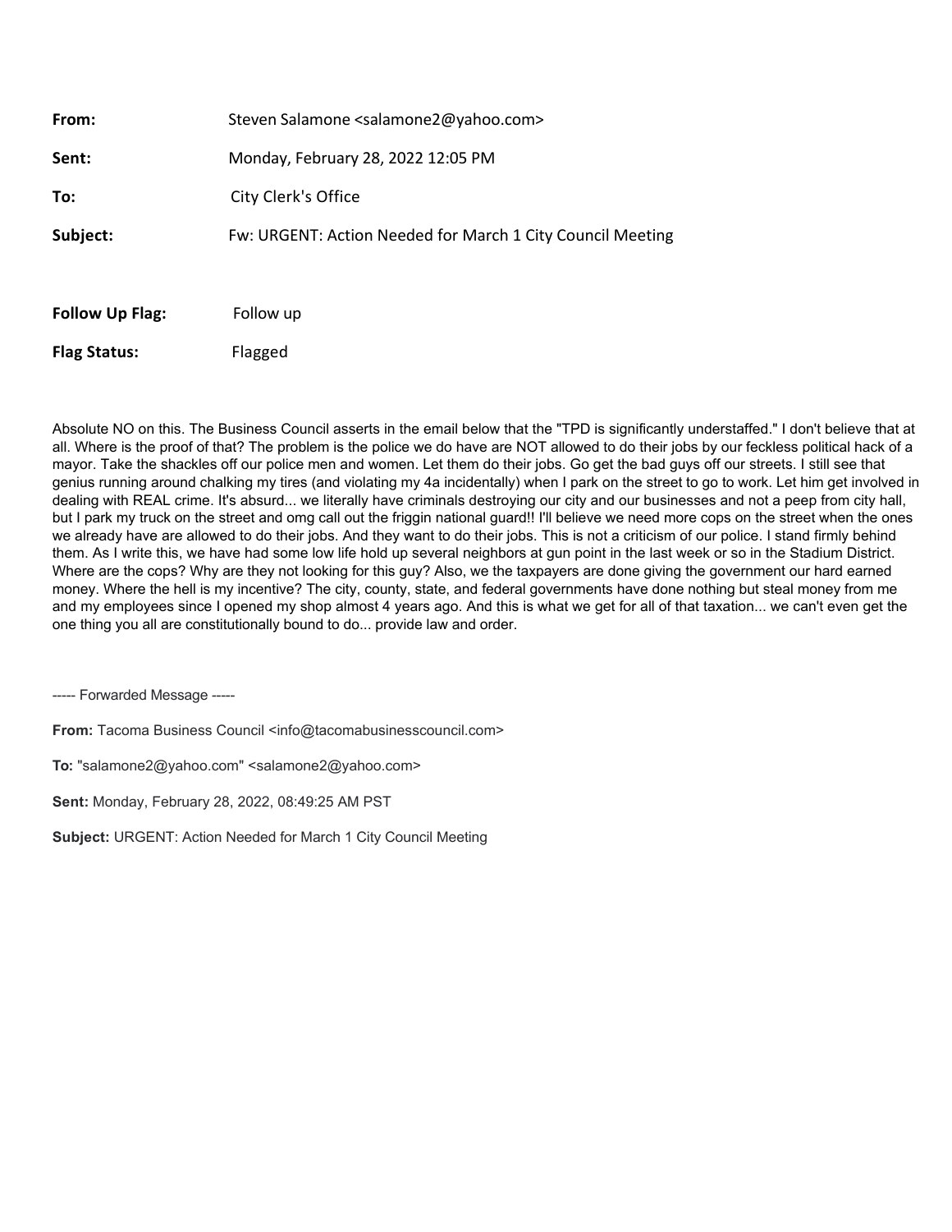| | |
|---|---|
| **From:** | Steven Salamone <salamone2@yahoo.com> |
| **Sent:** | Monday, February 28, 2022 12:05 PM |
| **To:** | City Clerk's Office |
| **Subject:** | Fw: URGENT: Action Needed for March 1 City Council Meeting |

| | |
|---|---|
| **Follow Up Flag:** | Follow up |
| **Flag Status:** | Flagged |

Absolute NO on this. The Business Council asserts in the email below that the "TPD is significantly understaffed." I don't believe that at all. Where is the proof of that? The problem is the police we do have are NOT allowed to do their jobs by our feckless political hack of a mayor. Take the shackles off our police men and women. Let them do their jobs. Go get the bad guys off our streets. I still see that genius running around chalking my tires (and violating my 4a incidentally) when I park on the street to go to work. Let him get involved in dealing with REAL crime. It's absurd... we literally have criminals destroying our city and our businesses and not a peep from city hall, but I park my truck on the street and omg call out the friggin national guard!! I'll believe we need more cops on the street when the ones we already have are allowed to do their jobs. And they want to do their jobs. This is not a criticism of our police. I stand firmly behind them. As I write this, we have had some low life hold up several neighbors at gun point in the last week or so in the Stadium District. Where are the cops? Why are they not looking for this guy? Also, we the taxpayers are done giving the government our hard earned money. Where the hell is my incentive? The city, county, state, and federal governments have done nothing but steal money from me and my employees since I opened my shop almost 4 years ago. And this is what we get for all of that taxation... we can't even get the one thing you all are constitutionally bound to do... provide law and order.

----- Forwarded Message -----

**From:** Tacoma Business Council <info@tacomabusinesscouncil.com>

**To:** "salamone2@yahoo.com" <salamone2@yahoo.com>

**Sent:** Monday, February 28, 2022, 08:49:25 AM PST

**Subject:** URGENT: Action Needed for March 1 City Council Meeting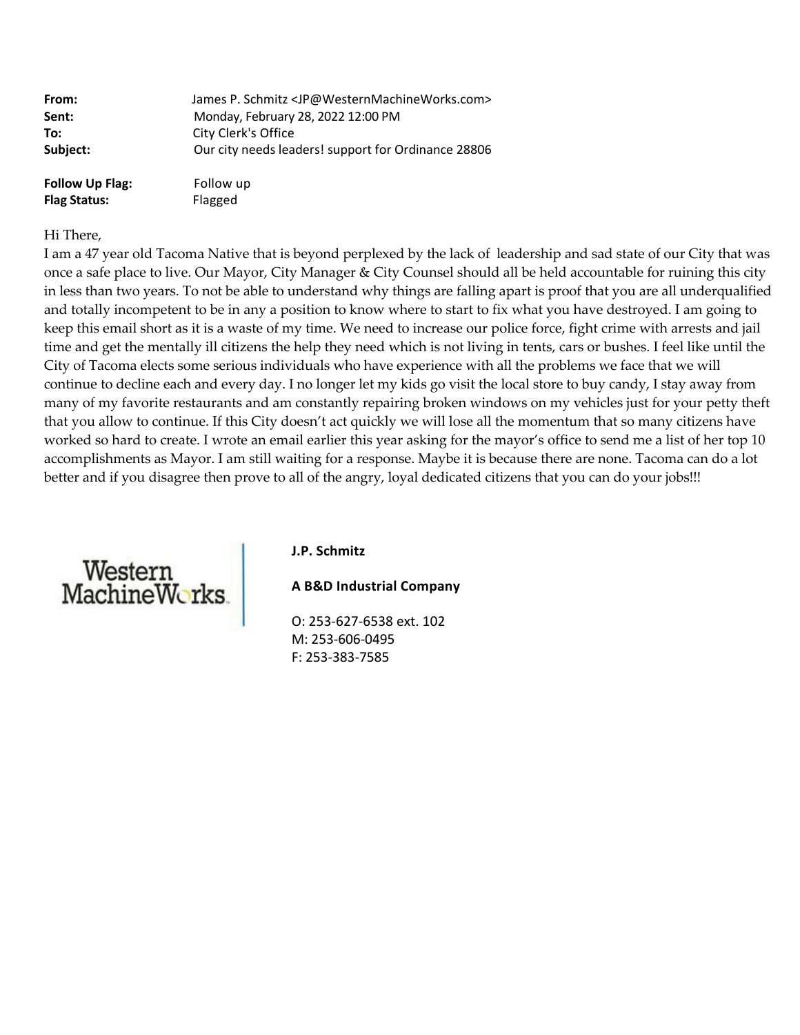| | |
|---|---|
| **From:** | James P. Schmitz <JP@WesternMachineWorks.com> |
| **Sent:** | Monday, February 28, 2022 12:00 PM |
| **To:** | City Clerk's Office |
| **Subject:** | Our city needs leaders! support for Ordinance 28806 |

| | |
|---|---|
| **Follow Up Flag:** | Follow up |
| **Flag Status:** | Flagged |

Hi There,

I am a 47 year old Tacoma Native that is beyond perplexed by the lack of leadership and sad state of our City that was once a safe place to live. Our Mayor, City Manager & City Counsel should all be held accountable for ruining this city in less than two years. To not be able to understand why things are falling apart is proof that you are all underqualified and totally incompetent to be in any a position to know where to start to fix what you have destroyed. I am going to keep this email short as it is a waste of my time. We need to increase our police force, fight crime with arrests and jail time and get the mentally ill citizens the help they need which is not living in tents, cars or bushes. I feel like until the City of Tacoma elects some serious individuals who have experience with all the problems we face that we will continue to decline each and every day. I no longer let my kids go visit the local store to buy candy, I stay away from many of my favorite restaurants and am constantly repairing broken windows on my vehicles just for your petty theft that you allow to continue. If this City doesn't act quickly we will lose all the momentum that so many citizens have worked so hard to create. I wrote an email earlier this year asking for the mayor's office to send me a list of her top 10 accomplishments as Mayor. I am still waiting for a response. Maybe it is because there are none. Tacoma can do a lot better and if you disagree then prove to all of the angry, loyal dedicated citizens that you can do your jobs!!!

Western MachineWorks

**J.P. Schmitz**

**A B&D Industrial Company**

O: 253-627-6538 ext. 102
M: 253-606-0495
F: 253-383-7585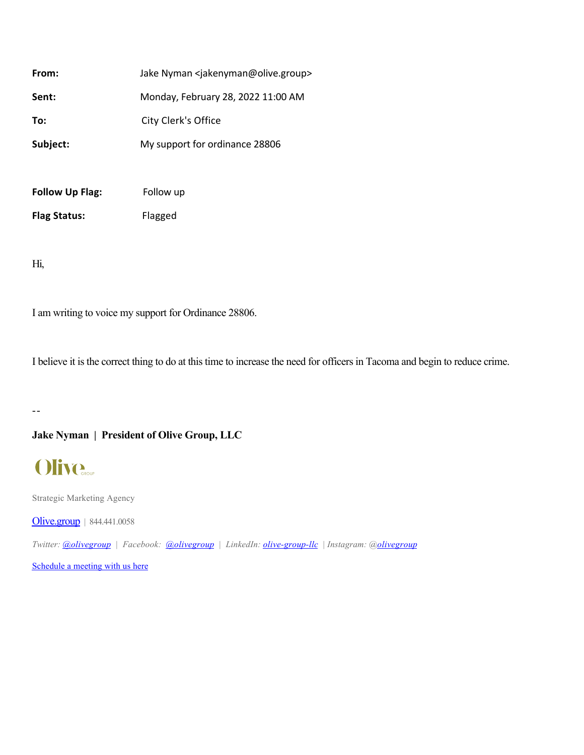| | |
|---|---|
| **From:** | Jake Nyman <jakenyman@olive.group> |
| **Sent:** | Monday, February 28, 2022 11:00 AM |
| **To:** | City Clerk's Office |
| **Subject:** | My support for ordinance 28806 |

| | |
|---|---|
| **Follow Up Flag:** | Follow up |
| **Flag Status:** | Flagged |

Hi,

I am writing to voice my support for Ordinance 28806.

I believe it is the correct thing to do at this time to increase the need for officers in Tacoma and begin to reduce crime.

--

**Jake Nyman | President of Olive Group, LLC**

Olive GROUP

Strategic Marketing Agency

[Olive.group](Olive.group) | 844.441.0058

*Twitter: @olivegroup | Facebook: @olivegroup | LinkedIn: olive-group-llc | Instagram: @olivegroup*

Schedule a meeting with us here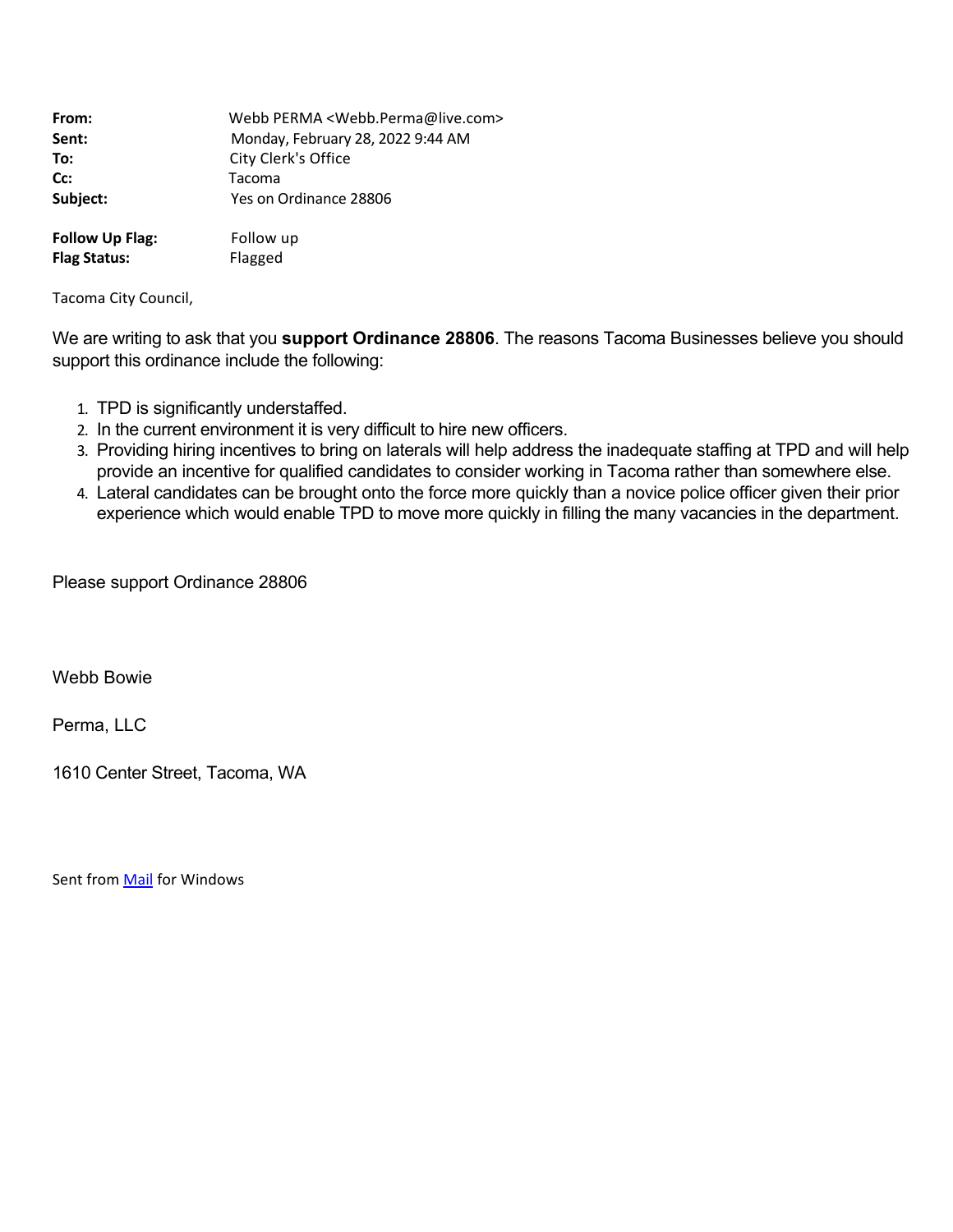**From:** Webb PERMA <Webb.Perma@live.com>
**Sent:** Monday, February 28, 2022 9:44 AM
**To:** City Clerk's Office
**Cc:** Tacoma
**Subject:** Yes on Ordinance 28806

**Follow Up Flag:** Follow up
**Flag Status:** Flagged

Tacoma City Council,

We are writing to ask that you **support Ordinance 28806**. The reasons Tacoma Businesses believe you should support this ordinance include the following:

1. TPD is significantly understaffed.
2. In the current environment it is very difficult to hire new officers.
3. Providing hiring incentives to bring on laterals will help address the inadequate staffing at TPD and will help provide an incentive for qualified candidates to consider working in Tacoma rather than somewhere else.
4. Lateral candidates can be brought onto the force more quickly than a novice police officer given their prior experience which would enable TPD to move more quickly in filling the many vacancies in the department.

Please support Ordinance 28806

Webb Bowie

Perma, LLC

1610 Center Street, Tacoma, WA

Sent from Mail for Windows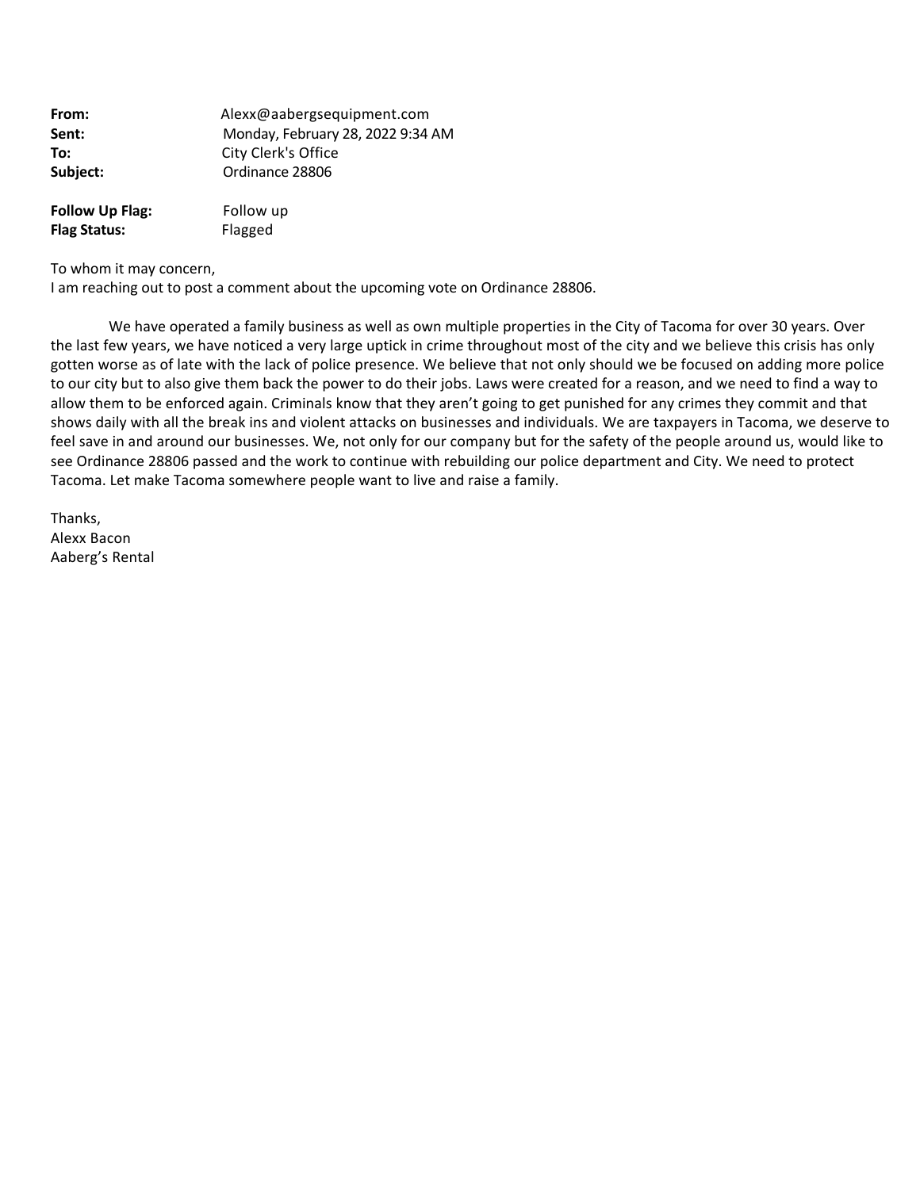**From:** Alexx@aabergsequipment.com
**Sent:** Monday, February 28, 2022 9:34 AM
**To:** City Clerk's Office
**Subject:** Ordinance 28806

**Follow Up Flag:** Follow up
**Flag Status:** Flagged

To whom it may concern,
I am reaching out to post a comment about the upcoming vote on Ordinance 28806.

We have operated a family business as well as own multiple properties in the City of Tacoma for over 30 years. Over the last few years, we have noticed a very large uptick in crime throughout most of the city and we believe this crisis has only gotten worse as of late with the lack of police presence. We believe that not only should we be focused on adding more police to our city but to also give them back the power to do their jobs. Laws were created for a reason, and we need to find a way to allow them to be enforced again. Criminals know that they aren't going to get punished for any crimes they commit and that shows daily with all the break ins and violent attacks on businesses and individuals. We are taxpayers in Tacoma, we deserve to feel save in and around our businesses. We, not only for our company but for the safety of the people around us, would like to see Ordinance 28806 passed and the work to continue with rebuilding our police department and City. We need to protect Tacoma. Let make Tacoma somewhere people want to live and raise a family.

Thanks,
Alexx Bacon
Aaberg's Rental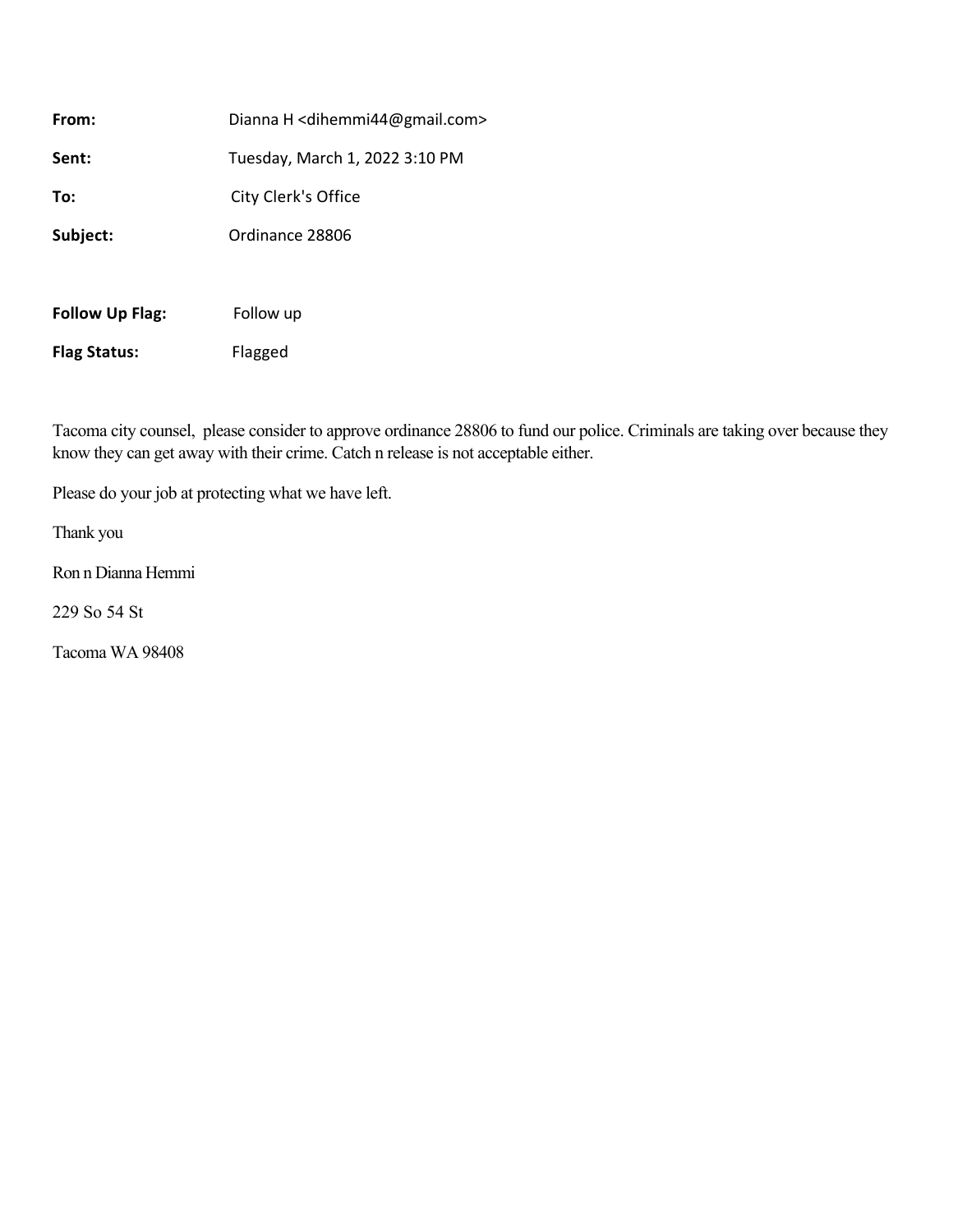| | |
|---|---|
| **From:** | Dianna H <dihemmi44@gmail.com> |
| **Sent:** | Tuesday, March 1, 2022 3:10 PM |
| **To:** | City Clerk's Office |
| **Subject:** | Ordinance 28806 |
| | |
| **Follow Up Flag:** | Follow up |
| **Flag Status:** | Flagged |

Tacoma city counsel, please consider to approve ordinance 28806 to fund our police. Criminals are taking over because they know they can get away with their crime. Catch n release is not acceptable either.

Please do your job at protecting what we have left.

Thank you

Ron n Dianna Hemmi

229 So 54 St

Tacoma WA 98408